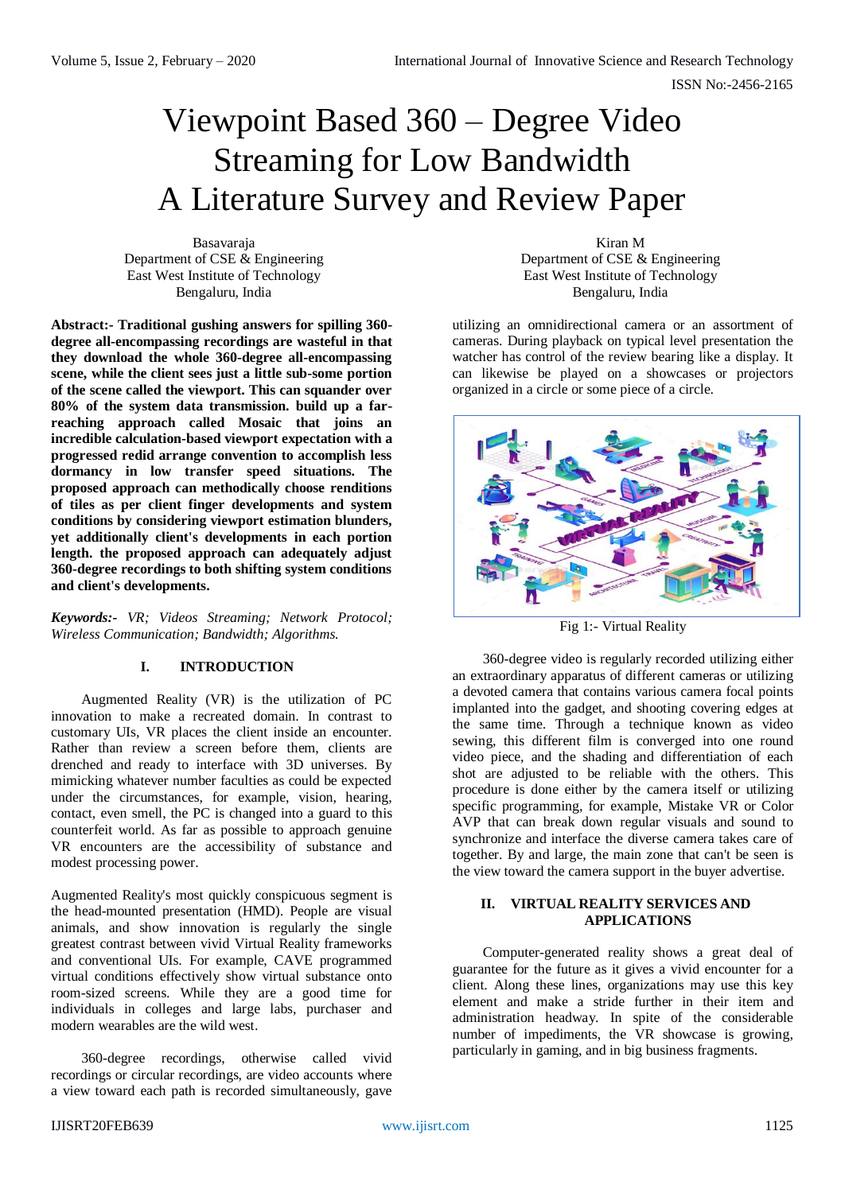# Viewpoint Based 360 – Degree Video Streaming for Low Bandwidth A Literature Survey and Review Paper

Basavaraja
Department of CSE & Engineering
East West Institute of Technology
Bengaluru, India

Kiran M
Department of CSE & Engineering
East West Institute of Technology
Bengaluru, India

**Abstract:- Traditional gushing answers for spilling 360-degree all-encompassing recordings are wasteful in that they download the whole 360-degree all-encompassing scene, while the client sees just a little sub-some portion of the scene called the viewport. This can squander over 80% of the system data transmission. build up a far-reaching approach called Mosaic that joins an incredible calculation-based viewport expectation with a progressed redid arrange convention to accomplish less dormancy in low transfer speed situations. The proposed approach can methodically choose renditions of tiles as per client finger developments and system conditions by considering viewport estimation blunders, yet additionally client's developments in each portion length. the proposed approach can adequately adjust 360-degree recordings to both shifting system conditions and client's developments.**

***Keywords:-*** *VR; Videos Streaming; Network Protocol; Wireless Communication; Bandwidth; Algorithms.*

## I. INTRODUCTION

Augmented Reality (VR) is the utilization of PC innovation to make a recreated domain. In contrast to customary UIs, VR places the client inside an encounter. Rather than review a screen before them, clients are drenched and ready to interface with 3D universes. By mimicking whatever number faculties as could be expected under the circumstances, for example, vision, hearing, contact, even smell, the PC is changed into a guard to this counterfeit world. As far as possible to approach genuine VR encounters are the accessibility of substance and modest processing power.

Augmented Reality's most quickly conspicuous segment is the head-mounted presentation (HMD). People are visual animals, and show innovation is regularly the single greatest contrast between vivid Virtual Reality frameworks and conventional UIs. For example, CAVE programmed virtual conditions effectively show virtual substance onto room-sized screens. While they are a good time for individuals in colleges and large labs, purchaser and modern wearables are the wild west.

360-degree recordings, otherwise called vivid recordings or circular recordings, are video accounts where a view toward each path is recorded simultaneously, gave utilizing an omnidirectional camera or an assortment of cameras. During playback on typical level presentation the watcher has control of the review bearing like a display. It can likewise be played on a showcases or projectors organized in a circle or some piece of a circle.

Fig 1:- Virtual Reality

360-degree video is regularly recorded utilizing either an extraordinary apparatus of different cameras or utilizing a devoted camera that contains various camera focal points implanted into the gadget, and shooting covering edges at the same time. Through a technique known as video sewing, this different film is converged into one round video piece, and the shading and differentiation of each shot are adjusted to be reliable with the others. This procedure is done either by the camera itself or utilizing specific programming, for example, Mistake VR or Color AVP that can break down regular visuals and sound to synchronize and interface the diverse camera takes care of together. By and large, the main zone that can't be seen is the view toward the camera support in the buyer advertise.

## II. VIRTUAL REALITY SERVICES AND APPLICATIONS

Computer-generated reality shows a great deal of guarantee for the future as it gives a vivid encounter for a client. Along these lines, organizations may use this key element and make a stride further in their item and administration headway. In spite of the considerable number of impediments, the VR showcase is growing, particularly in gaming, and in big business fragments.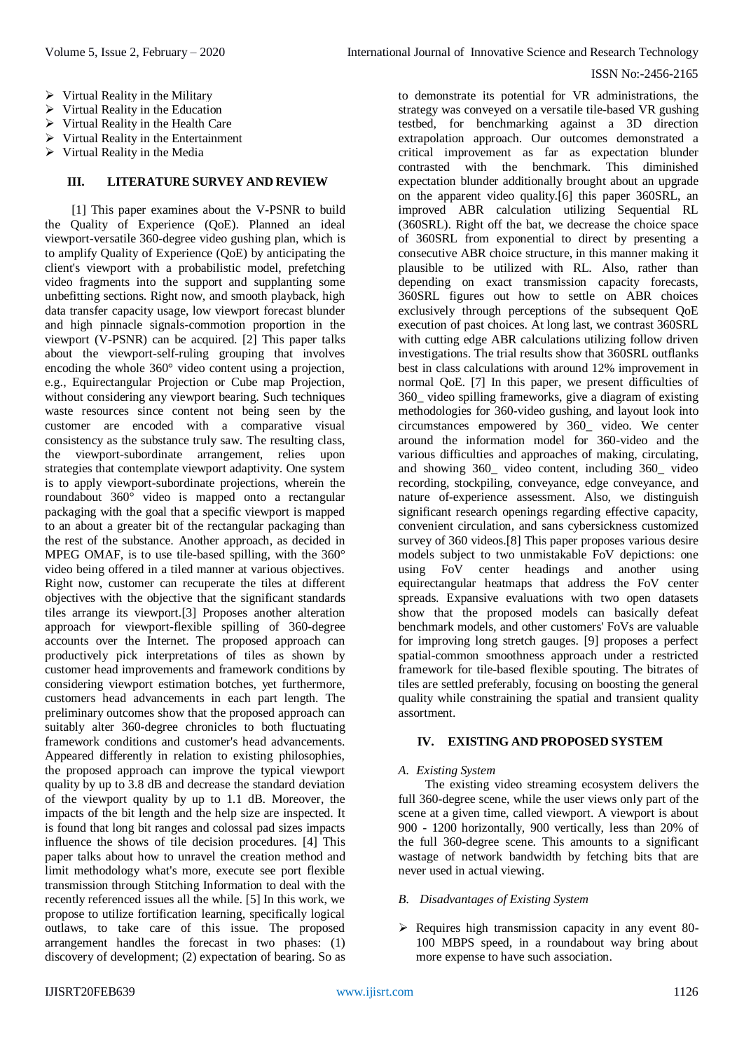- ➢ Virtual Reality in the Military
- ➢ Virtual Reality in the Education
- ➢ Virtual Reality in the Health Care
- ➢ Virtual Reality in the Entertainment
- ➢ Virtual Reality in the Media

## III. LITERATURE SURVEY AND REVIEW

[1] This paper examines about the V-PSNR to build the Quality of Experience (QoE). Planned an ideal viewport-versatile 360-degree video gushing plan, which is to amplify Quality of Experience (QoE) by anticipating the client's viewport with a probabilistic model, prefetching video fragments into the support and supplanting some unbefitting sections. Right now, and smooth playback, high data transfer capacity usage, low viewport forecast blunder and high pinnacle signals-commotion proportion in the viewport (V-PSNR) can be acquired. [2] This paper talks about the viewport-self-ruling grouping that involves encoding the whole 360° video content using a projection, e.g., Equirectangular Projection or Cube map Projection, without considering any viewport bearing. Such techniques waste resources since content not being seen by the customer are encoded with a comparative visual consistency as the substance truly saw. The resulting class, the viewport-subordinate arrangement, relies upon strategies that contemplate viewport adaptivity. One system is to apply viewport-subordinate projections, wherein the roundabout 360° video is mapped onto a rectangular packaging with the goal that a specific viewport is mapped to an about a greater bit of the rectangular packaging than the rest of the substance. Another approach, as decided in MPEG OMAF, is to use tile-based spilling, with the 360° video being offered in a tiled manner at various objectives. Right now, customer can recuperate the tiles at different objectives with the objective that the significant standards tiles arrange its viewport.[3] Proposes another alteration approach for viewport-flexible spilling of 360-degree accounts over the Internet. The proposed approach can productively pick interpretations of tiles as shown by customer head improvements and framework conditions by considering viewport estimation botches, yet furthermore, customers head advancements in each part length. The preliminary outcomes show that the proposed approach can suitably alter 360-degree chronicles to both fluctuating framework conditions and customer's head advancements. Appeared differently in relation to existing philosophies, the proposed approach can improve the typical viewport quality by up to 3.8 dB and decrease the standard deviation of the viewport quality by up to 1.1 dB. Moreover, the impacts of the bit length and the help size are inspected. It is found that long bit ranges and colossal pad sizes impacts influence the shows of tile decision procedures. [4] This paper talks about how to unravel the creation method and limit methodology what's more, execute see port flexible transmission through Stitching Information to deal with the recently referenced issues all the while. [5] In this work, we propose to utilize fortification learning, specifically logical outlaws, to take care of this issue. The proposed arrangement handles the forecast in two phases: (1) discovery of development; (2) expectation of bearing. So as to demonstrate its potential for VR administrations, the strategy was conveyed on a versatile tile-based VR gushing testbed, for benchmarking against a 3D direction extrapolation approach. Our outcomes demonstrated a critical improvement as far as expectation blunder contrasted with the benchmark. This diminished expectation blunder additionally brought about an upgrade on the apparent video quality.[6] this paper 360SRL, an improved ABR calculation utilizing Sequential RL (360SRL). Right off the bat, we decrease the choice space of 360SRL from exponential to direct by presenting a consecutive ABR choice structure, in this manner making it plausible to be utilized with RL. Also, rather than depending on exact transmission capacity forecasts, 360SRL figures out how to settle on ABR choices exclusively through perceptions of the subsequent QoE execution of past choices. At long last, we contrast 360SRL with cutting edge ABR calculations utilizing follow driven investigations. The trial results show that 360SRL outflanks best in class calculations with around 12% improvement in normal QoE. [7] In this paper, we present difficulties of 360_ video spilling frameworks, give a diagram of existing methodologies for 360-video gushing, and layout look into circumstances empowered by 360_ video. We center around the information model for 360-video and the various difficulties and approaches of making, circulating, and showing 360_ video content, including 360_ video recording, stockpiling, conveyance, edge conveyance, and nature of-experience assessment. Also, we distinguish significant research openings regarding effective capacity, convenient circulation, and sans cybersickness customized survey of 360 videos.[8] This paper proposes various desire models subject to two unmistakable FoV depictions: one using FoV center headings and another using equirectangular heatmaps that address the FoV center spreads. Expansive evaluations with two open datasets show that the proposed models can basically defeat benchmark models, and other customers' FoVs are valuable for improving long stretch gauges. [9] proposes a perfect spatial-common smoothness approach under a restricted framework for tile-based flexible spouting. The bitrates of tiles are settled preferably, focusing on boosting the general quality while constraining the spatial and transient quality assortment.

## IV. EXISTING AND PROPOSED SYSTEM

### *A. Existing System*

The existing video streaming ecosystem delivers the full 360-degree scene, while the user views only part of the scene at a given time, called viewport. A viewport is about 900 - 1200 horizontally, 900 vertically, less than 20% of the full 360-degree scene. This amounts to a significant wastage of network bandwidth by fetching bits that are never used in actual viewing.

### *B. Disadvantages of Existing System*

- ➢ Requires high transmission capacity in any event 80-100 MBPS speed, in a roundabout way bring about more expense to have such association.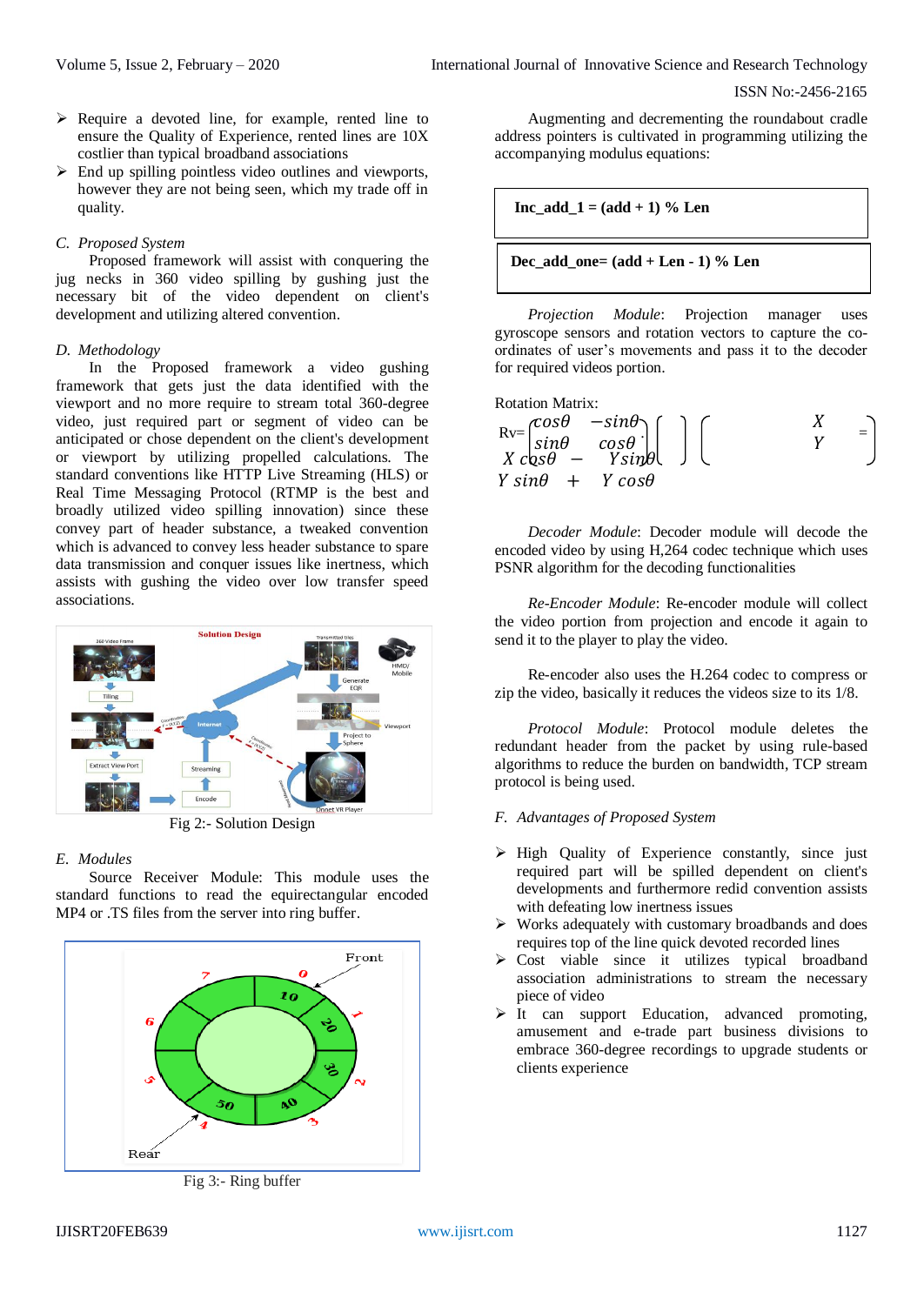- ➢ Require a devoted line, for example, rented line to ensure the Quality of Experience, rented lines are 10X costlier than typical broadband associations
- ➢ End up spilling pointless video outlines and viewports, however they are not being seen, which my trade off in quality.

### *C. Proposed System*

Proposed framework will assist with conquering the jug necks in 360 video spilling by gushing just the necessary bit of the video dependent on client's development and utilizing altered convention.

### *D. Methodology*

In the Proposed framework a video gushing framework that gets just the data identified with the viewport and no more require to stream total 360-degree video, just required part or segment of video can be anticipated or chose dependent on the client's development or viewport by utilizing propelled calculations. The standard conventions like HTTP Live Streaming (HLS) or Real Time Messaging Protocol (RTMP is the best and broadly utilized video spilling innovation) since these convey part of header substance, a tweaked convention which is advanced to convey less header substance to spare data transmission and conquer issues like inertness, which assists with gushing the video over low transfer speed associations.

Fig 2:- Solution Design

### *E. Modules*

Source Receiver Module: This module uses the standard functions to read the equirectangular encoded MP4 or .TS files from the server into ring buffer.

Fig 3:- Ring buffer

Augmenting and decrementing the roundabout cradle address pointers is cultivated in programming utilizing the accompanying modulus equations:

| **Inc_add_1 = (add + 1) % Len** |
|---|
| **Dec_add_one= (add + Len - 1) % Len** |

*Projection Module*: Projection manager uses gyroscope sensors and rotation vectors to capture the co-ordinates of user's movements and pass it to the decoder for required videos portion.

Rotation Matrix:

$$Rv = \begin{pmatrix} \cos\theta & -\sin\theta \\ \sin\theta & \cos\theta \end{pmatrix} \begin{pmatrix} X \\ Y \end{pmatrix} = \begin{pmatrix} X\cos\theta - Y\sin\theta \\ Y\sin\theta + Y\cos\theta \end{pmatrix}$$

*Decoder Module*: Decoder module will decode the encoded video by using H,264 codec technique which uses PSNR algorithm for the decoding functionalities

*Re-Encoder Module*: Re-encoder module will collect the video portion from projection and encode it again to send it to the player to play the video.

Re-encoder also uses the H.264 codec to compress or zip the video, basically it reduces the videos size to its 1/8.

*Protocol Module*: Protocol module deletes the redundant header from the packet by using rule-based algorithms to reduce the burden on bandwidth, TCP stream protocol is being used.

### *F. Advantages of Proposed System*

- ➢ High Quality of Experience constantly, since just required part will be spilled dependent on client's developments and furthermore redid convention assists with defeating low inertness issues
- ➢ Works adequately with customary broadbands and does requires top of the line quick devoted recorded lines
- ➢ Cost viable since it utilizes typical broadband association administrations to stream the necessary piece of video
- ➢ It can support Education, advanced promoting, amusement and e-trade part business divisions to embrace 360-degree recordings to upgrade students or clients experience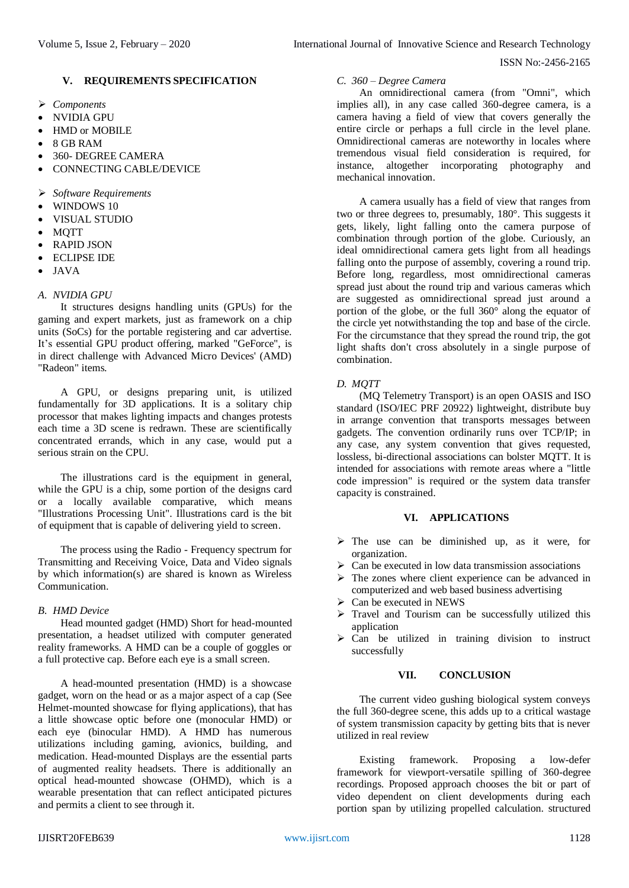## V. REQUIREMENTS SPECIFICATION

- *Components*
- NVIDIA GPU
- HMD or MOBILE
- 8 GB RAM
- 360- DEGREE CAMERA
- CONNECTING CABLE/DEVICE

- *Software Requirements*
- WINDOWS 10
- VISUAL STUDIO
- MQTT
- RAPID JSON
- ECLIPSE IDE
- JAVA

### *A. NVIDIA GPU*

It structures designs handling units (GPUs) for the gaming and expert markets, just as framework on a chip units (SoCs) for the portable registering and car advertise. It's essential GPU product offering, marked "GeForce", is in direct challenge with Advanced Micro Devices' (AMD) "Radeon" items.

A GPU, or designs preparing unit, is utilized fundamentally for 3D applications. It is a solitary chip processor that makes lighting impacts and changes protests each time a 3D scene is redrawn. These are scientifically concentrated errands, which in any case, would put a serious strain on the CPU.

The illustrations card is the equipment in general, while the GPU is a chip, some portion of the designs card or a locally available comparative, which means "Illustrations Processing Unit". Illustrations card is the bit of equipment that is capable of delivering yield to screen.

The process using the Radio - Frequency spectrum for Transmitting and Receiving Voice, Data and Video signals by which information(s) are shared is known as Wireless Communication.

### *B. HMD Device*

Head mounted gadget (HMD) Short for head-mounted presentation, a headset utilized with computer generated reality frameworks. A HMD can be a couple of goggles or a full protective cap. Before each eye is a small screen.

A head-mounted presentation (HMD) is a showcase gadget, worn on the head or as a major aspect of a cap (See Helmet-mounted showcase for flying applications), that has a little showcase optic before one (monocular HMD) or each eye (binocular HMD). A HMD has numerous utilizations including gaming, avionics, building, and medication. Head-mounted Displays are the essential parts of augmented reality headsets. There is additionally an optical head-mounted showcase (OHMD), which is a wearable presentation that can reflect anticipated pictures and permits a client to see through it.

### *C. 360 – Degree Camera*

An omnidirectional camera (from "Omni", which implies all), in any case called 360-degree camera, is a camera having a field of view that covers generally the entire circle or perhaps a full circle in the level plane. Omnidirectional cameras are noteworthy in locales where tremendous visual field consideration is required, for instance, altogether incorporating photography and mechanical innovation.

A camera usually has a field of view that ranges from two or three degrees to, presumably, 180°. This suggests it gets, likely, light falling onto the camera purpose of combination through portion of the globe. Curiously, an ideal omnidirectional camera gets light from all headings falling onto the purpose of assembly, covering a round trip. Before long, regardless, most omnidirectional cameras spread just about the round trip and various cameras which are suggested as omnidirectional spread just around a portion of the globe, or the full 360° along the equator of the circle yet notwithstanding the top and base of the circle. For the circumstance that they spread the round trip, the got light shafts don't cross absolutely in a single purpose of combination.

### *D. MQTT*

(MQ Telemetry Transport) is an open OASIS and ISO standard (ISO/IEC PRF 20922) lightweight, distribute buy in arrange convention that transports messages between gadgets. The convention ordinarily runs over TCP/IP; in any case, any system convention that gives requested, lossless, bi-directional associations can bolster MQTT. It is intended for associations with remote areas where a "little code impression" is required or the system data transfer capacity is constrained.

## VI. APPLICATIONS

- The use can be diminished up, as it were, for organization.
- Can be executed in low data transmission associations
- The zones where client experience can be advanced in computerized and web based business advertising
- Can be executed in NEWS
- Travel and Tourism can be successfully utilized this application
- Can be utilized in training division to instruct successfully

## VII. CONCLUSION

The current video gushing biological system conveys the full 360-degree scene, this adds up to a critical wastage of system transmission capacity by getting bits that is never utilized in real review

Existing framework. Proposing a low-defer framework for viewport-versatile spilling of 360-degree recordings. Proposed approach chooses the bit or part of video dependent on client developments during each portion span by utilizing propelled calculation. structured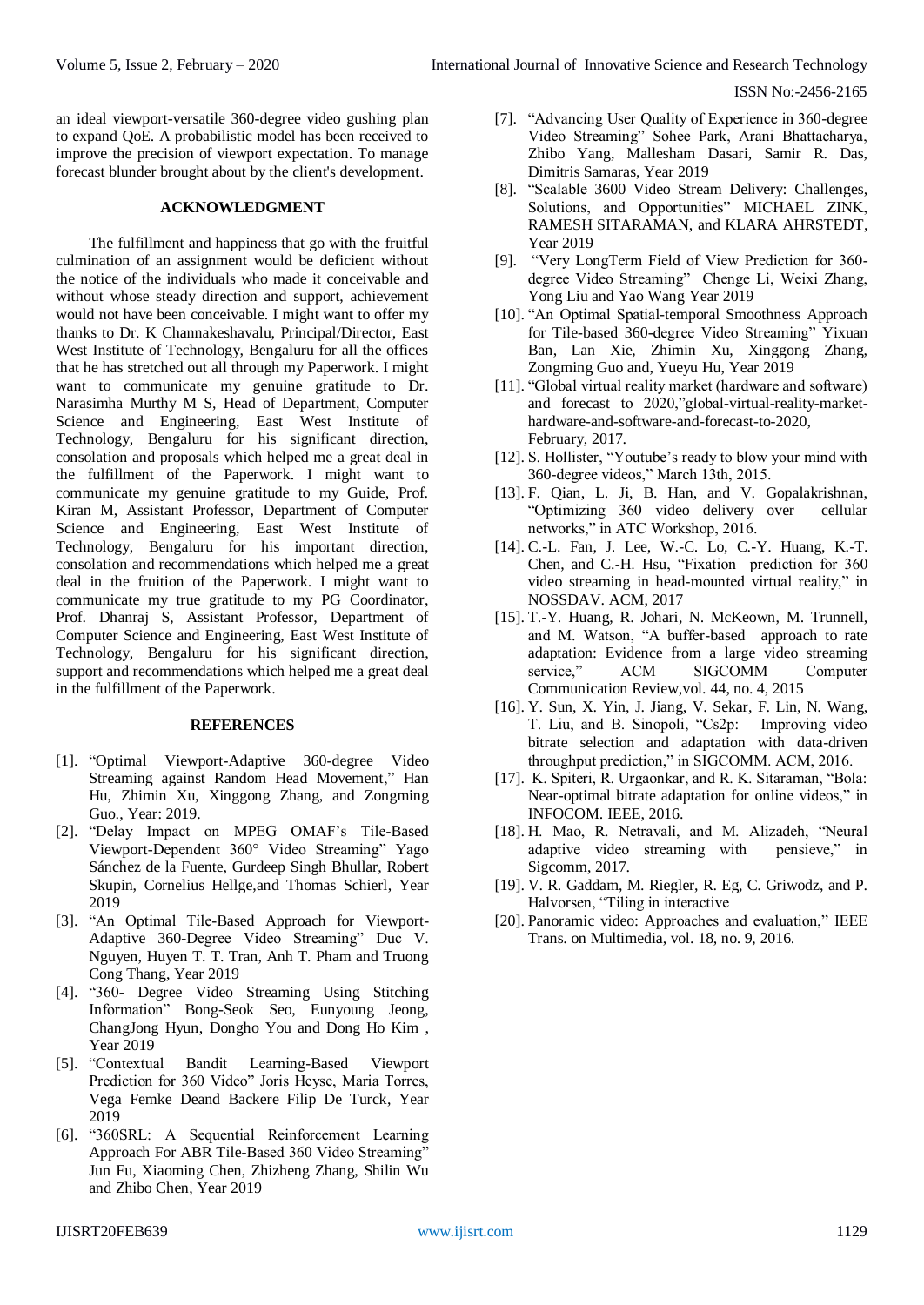an ideal viewport-versatile 360-degree video gushing plan to expand QoE. A probabilistic model has been received to improve the precision of viewport expectation. To manage forecast blunder brought about by the client's development.

## ACKNOWLEDGMENT

The fulfillment and happiness that go with the fruitful culmination of an assignment would be deficient without the notice of the individuals who made it conceivable and without whose steady direction and support, achievement would not have been conceivable. I might want to offer my thanks to Dr. K Channakeshavalu, Principal/Director, East West Institute of Technology, Bengaluru for all the offices that he has stretched out all through my Paperwork. I might want to communicate my genuine gratitude to Dr. Narasimha Murthy M S, Head of Department, Computer Science and Engineering, East West Institute of Technology, Bengaluru for his significant direction, consolation and proposals which helped me a great deal in the fulfillment of the Paperwork. I might want to communicate my genuine gratitude to my Guide, Prof. Kiran M, Assistant Professor, Department of Computer Science and Engineering, East West Institute of Technology, Bengaluru for his important direction, consolation and recommendations which helped me a great deal in the fruition of the Paperwork. I might want to communicate my true gratitude to my PG Coordinator, Prof. Dhanraj S, Assistant Professor, Department of Computer Science and Engineering, East West Institute of Technology, Bengaluru for his significant direction, support and recommendations which helped me a great deal in the fulfillment of the Paperwork.

## REFERENCES

[1]. "Optimal Viewport-Adaptive 360-degree Video Streaming against Random Head Movement," Han Hu, Zhimin Xu, Xinggong Zhang, and Zongming Guo., Year: 2019.

[2]. "Delay Impact on MPEG OMAF's Tile-Based Viewport-Dependent 360° Video Streaming" Yago Sánchez de la Fuente, Gurdeep Singh Bhullar, Robert Skupin, Cornelius Hellge,and Thomas Schierl, Year 2019

[3]. "An Optimal Tile-Based Approach for Viewport-Adaptive 360-Degree Video Streaming" Duc V. Nguyen, Huyen T. T. Tran, Anh T. Pham and Truong Cong Thang, Year 2019

[4]. "360- Degree Video Streaming Using Stitching Information" Bong-Seok Seo, Eunyoung Jeong, ChangJong Hyun, Dongho You and Dong Ho Kim , Year 2019

[5]. "Contextual Bandit Learning-Based Viewport Prediction for 360 Video" Joris Heyse, Maria Torres, Vega Femke Deand Backere Filip De Turck, Year 2019

[6]. "360SRL: A Sequential Reinforcement Learning Approach For ABR Tile-Based 360 Video Streaming" Jun Fu, Xiaoming Chen, Zhizheng Zhang, Shilin Wu and Zhibo Chen, Year 2019

[7]. "Advancing User Quality of Experience in 360-degree Video Streaming" Sohee Park, Arani Bhattacharya, Zhibo Yang, Mallesham Dasari, Samir R. Das, Dimitris Samaras, Year 2019

[8]. "Scalable 3600 Video Stream Delivery: Challenges, Solutions, and Opportunities" MICHAEL ZINK, RAMESH SITARAMAN, and KLARA AHRSTEDT, Year 2019

[9]. "Very LongTerm Field of View Prediction for 360-degree Video Streaming" Chenge Li, Weixi Zhang, Yong Liu and Yao Wang Year 2019

[10]. "An Optimal Spatial-temporal Smoothness Approach for Tile-based 360-degree Video Streaming" Yixuan Ban, Lan Xie, Zhimin Xu, Xinggong Zhang, Zongming Guo and, Yueyu Hu, Year 2019

[11]. "Global virtual reality market (hardware and software) and forecast to 2020,"global-virtual-reality-market-hardware-and-software-and-forecast-to-2020, February, 2017.

[12]. S. Hollister, "Youtube's ready to blow your mind with 360-degree videos," March 13th, 2015.

[13]. F. Qian, L. Ji, B. Han, and V. Gopalakrishnan, "Optimizing 360 video delivery over cellular networks," in ATC Workshop, 2016.

[14]. C.-L. Fan, J. Lee, W.-C. Lo, C.-Y. Huang, K.-T. Chen, and C.-H. Hsu, "Fixation prediction for 360 video streaming in head-mounted virtual reality," in NOSSDAV. ACM, 2017

[15]. T.-Y. Huang, R. Johari, N. McKeown, M. Trunnell, and M. Watson, "A buffer-based approach to rate adaptation: Evidence from a large video streaming service," ACM SIGCOMM Computer Communication Review,vol. 44, no. 4, 2015

[16]. Y. Sun, X. Yin, J. Jiang, V. Sekar, F. Lin, N. Wang, T. Liu, and B. Sinopoli, "Cs2p: Improving video bitrate selection and adaptation with data-driven throughput prediction," in SIGCOMM. ACM, 2016.

[17]. K. Spiteri, R. Urgaonkar, and R. K. Sitaraman, "Bola: Near-optimal bitrate adaptation for online videos," in INFOCOM. IEEE, 2016.

[18]. H. Mao, R. Netravali, and M. Alizadeh, "Neural adaptive video streaming with pensieve," in Sigcomm, 2017.

[19]. V. R. Gaddam, M. Riegler, R. Eg, C. Griwodz, and P. Halvorsen, "Tiling in interactive

[20]. Panoramic video: Approaches and evaluation," IEEE Trans. on Multimedia, vol. 18, no. 9, 2016.